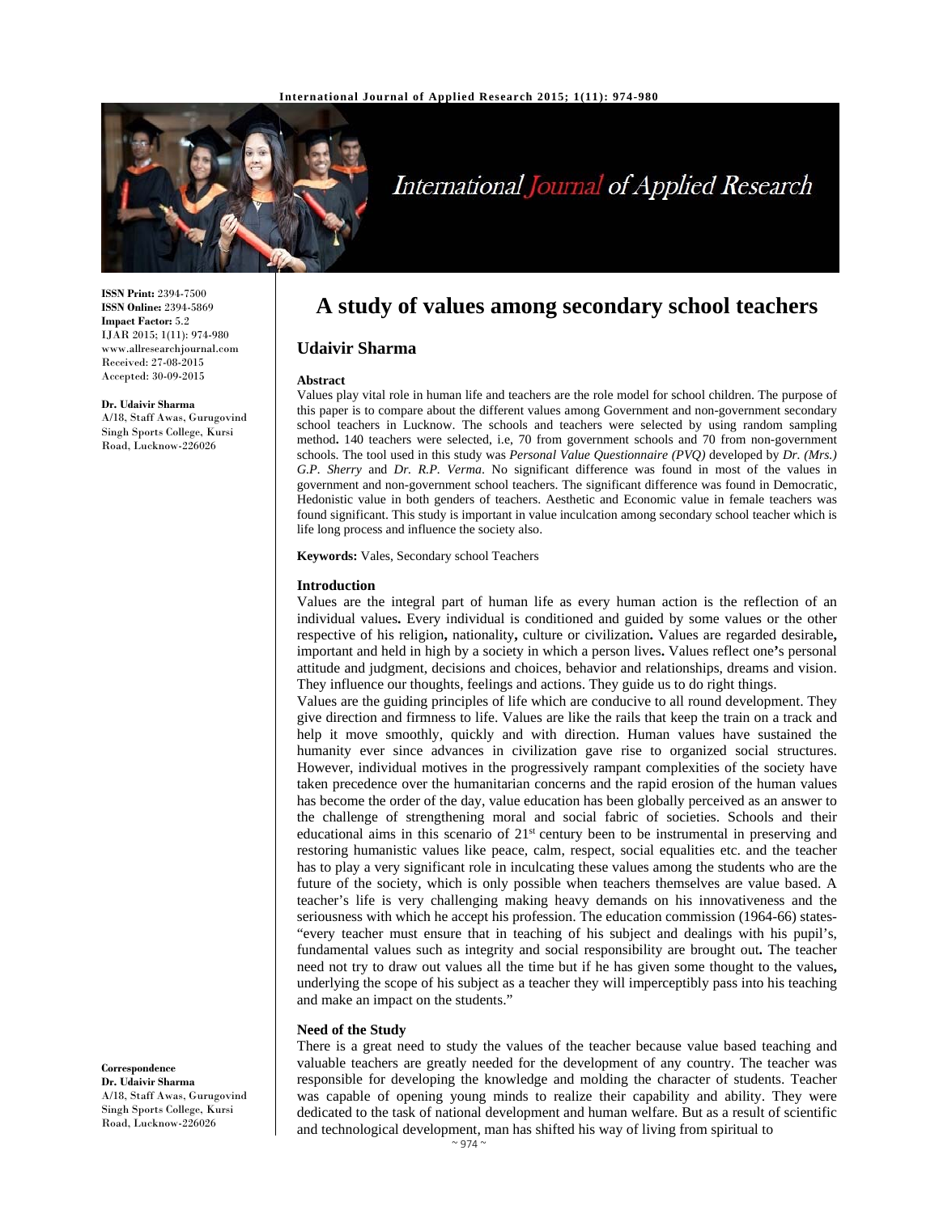# A study of values among secondary school teachers

## Udaivir Sharma

ISSN Print: 2394-7500
ISSN Online: 2394-5869
Impact Factor: 5.2
IJAR 2015; 1(11): 974-980
www.allresearchjournal.com
Received: 27-08-2015
Accepted: 30-09-2015

**Dr. Udaivir Sharma**
A/18, Staff Awas, Gurugovind Singh Sports College, Kursi Road, Lucknow-226026

**Correspondence**
**Dr. Udaivir Sharma**
A/18, Staff Awas, Gurugovind Singh Sports College, Kursi Road, Lucknow-226026

### Abstract

Values play vital role in human life and teachers are the role model for school children. The purpose of this paper is to compare about the different values among Government and non-government secondary school teachers in Lucknow. The schools and teachers were selected by using random sampling method**.** 140 teachers were selected, i.e, 70 from government schools and 70 from non-government schools. The tool used in this study was *Personal Value Questionnaire (PVQ)* developed by *Dr. (Mrs.) G.P. Sherry* and *Dr. R.P. Verma*. No significant difference was found in most of the values in government and non-government school teachers. The significant difference was found in Democratic, Hedonistic value in both genders of teachers. Aesthetic and Economic value in female teachers was found significant. This study is important in value inculcation among secondary school teacher which is life long process and influence the society also.

**Keywords:** Vales, Secondary school Teachers

### Introduction

Values are the integral part of human life as every human action is the reflection of an individual values**.** Every individual is conditioned and guided by some values or the other respective of his religion**,** nationality**,** culture or civilization**.** Values are regarded desirable**,** important and held in high by a society in which a person lives**.** Values reflect one**'**s personal attitude and judgment, decisions and choices, behavior and relationships, dreams and vision. They influence our thoughts, feelings and actions. They guide us to do right things.

Values are the guiding principles of life which are conducive to all round development. They give direction and firmness to life. Values are like the rails that keep the train on a track and help it move smoothly, quickly and with direction. Human values have sustained the humanity ever since advances in civilization gave rise to organized social structures. However, individual motives in the progressively rampant complexities of the society have taken precedence over the humanitarian concerns and the rapid erosion of the human values has become the order of the day, value education has been globally perceived as an answer to the challenge of strengthening moral and social fabric of societies. Schools and their educational aims in this scenario of 21st century been to be instrumental in preserving and restoring humanistic values like peace, calm, respect, social equalities etc. and the teacher has to play a very significant role in inculcating these values among the students who are the future of the society, which is only possible when teachers themselves are value based. A teacher's life is very challenging making heavy demands on his innovativeness and the seriousness with which he accept his profession. The education commission (1964-66) states- "every teacher must ensure that in teaching of his subject and dealings with his pupil's, fundamental values such as integrity and social responsibility are brought out**.** The teacher need not try to draw out values all the time but if he has given some thought to the values**,** underlying the scope of his subject as a teacher they will imperceptibly pass into his teaching and make an impact on the students."

### Need of the Study

There is a great need to study the values of the teacher because value based teaching and valuable teachers are greatly needed for the development of any country. The teacher was responsible for developing the knowledge and molding the character of students. Teacher was capable of opening young minds to realize their capability and ability. They were dedicated to the task of national development and human welfare. But as a result of scientific and technological development, man has shifted his way of living from spiritual to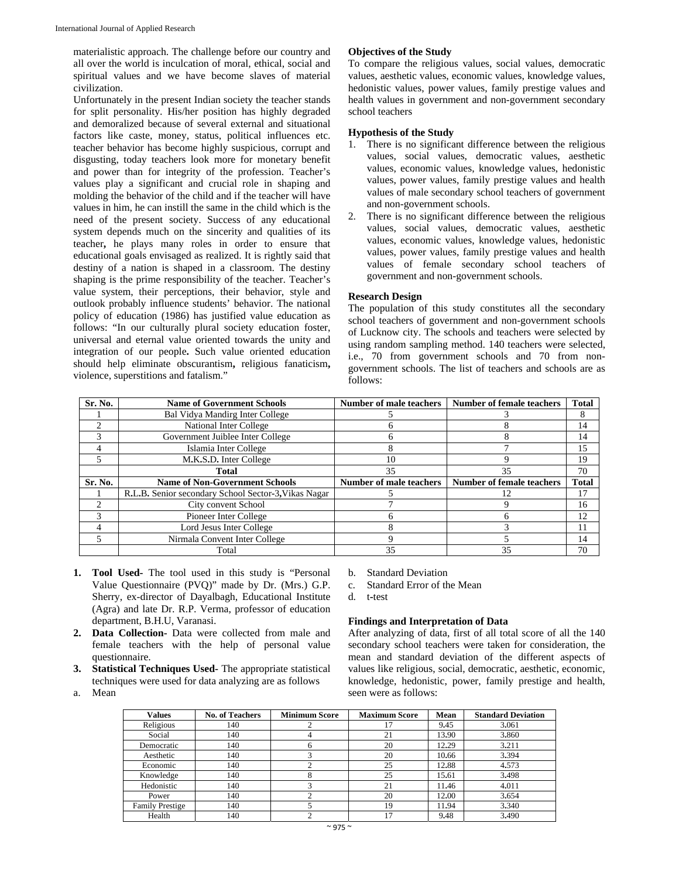materialistic approach. The challenge before our country and all over the world is inculcation of moral, ethical, social and spiritual values and we have become slaves of material civilization.

Unfortunately in the present Indian society the teacher stands for split personality. His/her position has highly degraded and demoralized because of several external and situational factors like caste, money, status, political influences etc. teacher behavior has become highly suspicious, corrupt and disgusting, today teachers look more for monetary benefit and power than for integrity of the profession. Teacher's values play a significant and crucial role in shaping and molding the behavior of the child and if the teacher will have values in him, he can instill the same in the child which is the need of the present society. Success of any educational system depends much on the sincerity and qualities of its teacher**,** he plays many roles in order to ensure that educational goals envisaged as realized. It is rightly said that destiny of a nation is shaped in a classroom. The destiny shaping is the prime responsibility of the teacher. Teacher's value system, their perceptions, their behavior, style and outlook probably influence students' behavior. The national policy of education (1986) has justified value education as follows: "In our culturally plural society education foster, universal and eternal value oriented towards the unity and integration of our people**.** Such value oriented education should help eliminate obscurantism**,** religious fanaticism**,** violence, superstitions and fatalism."

**Objectives of the Study**

To compare the religious values, social values, democratic values, aesthetic values, economic values, knowledge values, hedonistic values, power values, family prestige values and health values in government and non-government secondary school teachers

**Hypothesis of the Study**

1. There is no significant difference between the religious values, social values, democratic values, aesthetic values, economic values, knowledge values, hedonistic values, power values, family prestige values and health values of male secondary school teachers of government and non-government schools.
2. There is no significant difference between the religious values, social values, democratic values, aesthetic values, economic values, knowledge values, hedonistic values, power values, family prestige values and health values of female secondary school teachers of government and non-government schools.

**Research Design**

The population of this study constitutes all the secondary school teachers of government and non-government schools of Lucknow city. The schools and teachers were selected by using random sampling method. 140 teachers were selected, i.e., 70 from government schools and 70 from non-government schools. The list of teachers and schools are as follows:

| Sr. No. | Name of Government Schools | Number of male teachers | Number of female teachers | Total |
|---|---|---|---|---|
| 1 | Bal Vidya Mandirg Inter College | 5 | 3 | 8 |
| 2 | National Inter College | 6 | 8 | 14 |
| 3 | Government Juiblee Inter College | 6 | 8 | 14 |
| 4 | Islamia Inter College | 8 | 7 | 15 |
| 5 | M.K.S.D. Inter College | 10 | 9 | 19 |
| | **Total** | 35 | 35 | 70 |
| **Sr. No.** | **Name of Non-Government Schools** | **Number of male teachers** | **Number of female teachers** | **Total** |
| 1 | R.L.B. Senior secondary School Sector-3, Vikas Nagar | 5 | 12 | 17 |
| 2 | City convent School | 7 | 9 | 16 |
| 3 | Pioneer Inter College | 6 | 6 | 12 |
| 4 | Lord Jesus Inter College | 8 | 3 | 11 |
| 5 | Nirmala Convent Inter College | 9 | 5 | 14 |
| | Total | 35 | 35 | 70 |

1. **Tool Used-** The tool used in this study is "Personal Value Questionnaire (PVQ)" made by Dr. (Mrs.) G.P. Sherry, ex-director of Dayalbagh, Educational Institute (Agra) and late Dr. R.P. Verma, professor of education department, B.H.U, Varanasi.
2. **Data Collection-** Data were collected from male and female teachers with the help of personal value questionnaire.
3. **Statistical Techniques Used-** The appropriate statistical techniques were used for data analyzing are as follows

a. Mean
b. Standard Deviation
c. Standard Error of the Mean
d. t-test

**Findings and Interpretation of Data**

After analyzing of data, first of all total score of all the 140 secondary school teachers were taken for consideration, the mean and standard deviation of the different aspects of values like religious, social, democratic, aesthetic, economic, knowledge, hedonistic, power, family prestige and health, seen were as follows:

| Values | No. of Teachers | Minimum Score | Maximum Score | Mean | Standard Deviation |
|---|---|---|---|---|---|
| Religious | 140 | 2 | 17 | 9.45 | 3.061 |
| Social | 140 | 4 | 21 | 13.90 | 3.860 |
| Democratic | 140 | 6 | 20 | 12.29 | 3.211 |
| Aesthetic | 140 | 3 | 20 | 10.66 | 3.394 |
| Economic | 140 | 2 | 25 | 12.88 | 4.573 |
| Knowledge | 140 | 8 | 25 | 15.61 | 3.498 |
| Hedonistic | 140 | 3 | 21 | 11.46 | 4.011 |
| Power | 140 | 2 | 20 | 12.00 | 3.654 |
| Family Prestige | 140 | 5 | 19 | 11.94 | 3.340 |
| Health | 140 | 2 | 17 | 9.48 | 3.490 |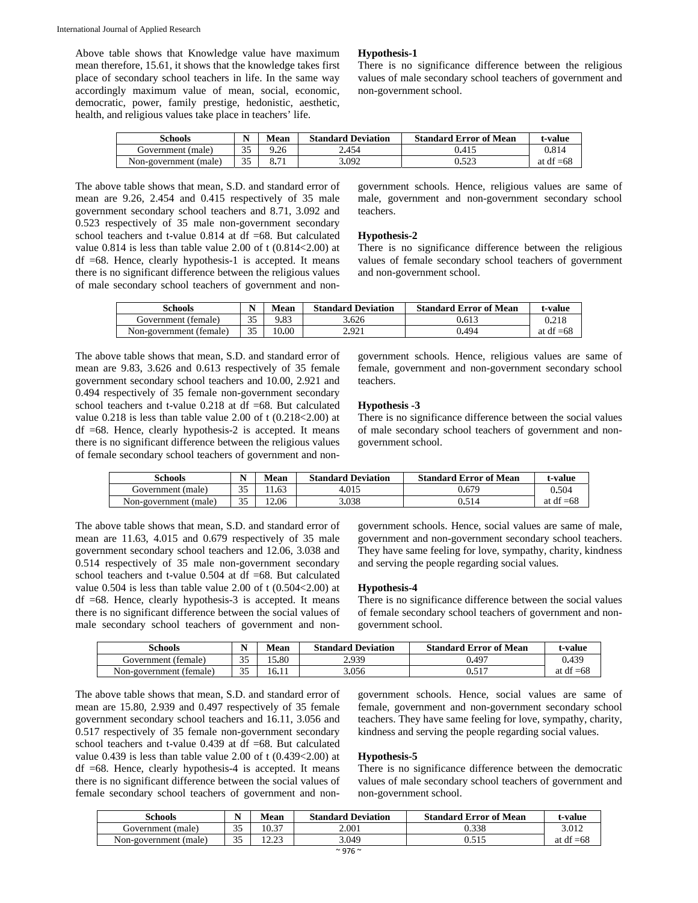Above table shows that Knowledge value have maximum mean therefore, 15.61, it shows that the knowledge takes first place of secondary school teachers in life. In the same way accordingly maximum value of mean, social, economic, democratic, power, family prestige, hedonistic, aesthetic, health, and religious values take place in teachers' life.

**Hypothesis-1**

There is no significance difference between the religious values of male secondary school teachers of government and non-government school.

| Schools | N | Mean | Standard Deviation | Standard Error of Mean | t-value |
|---|---|---|---|---|---|
| Government (male) | 35 | 9.26 | 2.454 | 0.415 | 0.814 |
| Non-government (male) | 35 | 8.71 | 3.092 | 0.523 | at df =68 |

The above table shows that mean, S.D. and standard error of mean are 9.26, 2.454 and 0.415 respectively of 35 male government secondary school teachers and 8.71, 3.092 and 0.523 respectively of 35 male non-government secondary school teachers and t-value 0.814 at df =68. But calculated value 0.814 is less than table value 2.00 of t (0.814<2.00) at df =68. Hence, clearly hypothesis-1 is accepted. It means there is no significant difference between the religious values of male secondary school teachers of government and non-government schools. Hence, religious values are same of male, government and non-government secondary school teachers.

**Hypothesis-2**

There is no significance difference between the religious values of female secondary school teachers of government and non-government school.

| Schools | N | Mean | Standard Deviation | Standard Error of Mean | t-value |
|---|---|---|---|---|---|
| Government (female) | 35 | 9.83 | 3.626 | 0.613 | 0.218 |
| Non-government (female) | 35 | 10.00 | 2.921 | 0.494 | at df =68 |

The above table shows that mean, S.D. and standard error of mean are 9.83, 3.626 and 0.613 respectively of 35 female government secondary school teachers and 10.00, 2.921 and 0.494 respectively of 35 female non-government secondary school teachers and t-value 0.218 at df =68. But calculated value 0.218 is less than table value 2.00 of t (0.218<2.00) at df =68. Hence, clearly hypothesis-2 is accepted. It means there is no significant difference between the religious values of female secondary school teachers of government and non-government schools. Hence, religious values are same of female, government and non-government secondary school teachers.

**Hypothesis -3**

There is no significance difference between the social values of male secondary school teachers of government and non-government school.

| Schools | N | Mean | Standard Deviation | Standard Error of Mean | t-value |
|---|---|---|---|---|---|
| Government (male) | 35 | 11.63 | 4.015 | 0.679 | 0.504 |
| Non-government (male) | 35 | 12.06 | 3.038 | 0.514 | at df =68 |

The above table shows that mean, S.D. and standard error of mean are 11.63, 4.015 and 0.679 respectively of 35 male government secondary school teachers and 12.06, 3.038 and 0.514 respectively of 35 male non-government secondary school teachers and t-value 0.504 at df =68. But calculated value 0.504 is less than table value 2.00 of t (0.504<2.00) at df =68. Hence, clearly hypothesis-3 is accepted. It means there is no significant difference between the social values of male secondary school teachers of government and non-government schools. Hence, social values are same of male, government and non-government secondary school teachers. They have same feeling for love, sympathy, charity, kindness and serving the people regarding social values.

**Hypothesis-4**

There is no significance difference between the social values of female secondary school teachers of government and non-government school.

| Schools | N | Mean | Standard Deviation | Standard Error of Mean | t-value |
|---|---|---|---|---|---|
| Government (female) | 35 | 15.80 | 2.939 | 0.497 | 0.439 |
| Non-government (female) | 35 | 16.11 | 3.056 | 0.517 | at df =68 |

The above table shows that mean, S.D. and standard error of mean are 15.80, 2.939 and 0.497 respectively of 35 female government secondary school teachers and 16.11, 3.056 and 0.517 respectively of 35 female non-government secondary school teachers and t-value 0.439 at df =68. But calculated value 0.439 is less than table value 2.00 of t (0.439<2.00) at df =68. Hence, clearly hypothesis-4 is accepted. It means there is no significant difference between the social values of female secondary school teachers of government and non-government schools. Hence, social values are same of female, government and non-government secondary school teachers. They have same feeling for love, sympathy, charity, kindness and serving the people regarding social values.

**Hypothesis-5**

There is no significance difference between the democratic values of male secondary school teachers of government and non-government school.

| Schools | N | Mean | Standard Deviation | Standard Error of Mean | t-value |
|---|---|---|---|---|---|
| Government (male) | 35 | 10.37 | 2.001 | 0.338 | 3.012 |
| Non-government (male) | 35 | 12.23 | 3.049 | 0.515 | at df =68 |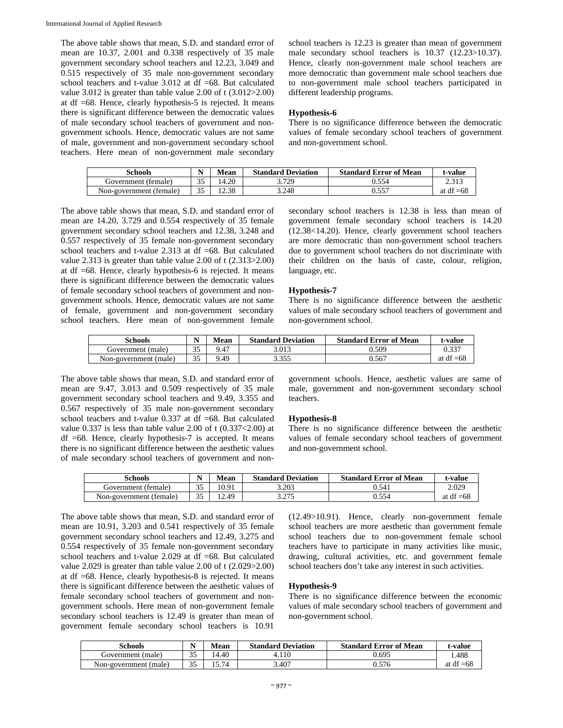The above table shows that mean, S.D. and standard error of mean are 10.37, 2.001 and 0.338 respectively of 35 male government secondary school teachers and 12.23, 3.049 and 0.515 respectively of 35 male non-government secondary school teachers and t-value 3.012 at df =68. But calculated value 3.012 is greater than table value 2.00 of t (3.012>2.00) at df =68. Hence, clearly hypothesis-5 is rejected. It means there is significant difference between the democratic values of male secondary school teachers of government and non-government schools. Hence, democratic values are not same of male, government and non-government secondary school teachers. Here mean of non-government male secondary school teachers is 12.23 is greater than mean of government male secondary school teachers is 10.37 (12.23>10.37). Hence, clearly non-government male school teachers are more democratic than government male school teachers due to non-government male school teachers participated in different leadership programs.

### Hypothesis-6

There is no significance difference between the democratic values of female secondary school teachers of government and non-government school.

| Schools | N | Mean | Standard Deviation | Standard Error of Mean | t-value |
|---|---|---|---|---|---|
| Government (female) | 35 | 14.20 | 3.729 | 0.554 | 2.313 |
| Non-government (female) | 35 | 12.38 | 3.248 | 0.557 | at df =68 |

The above table shows that mean, S.D. and standard error of mean are 14.20, 3.729 and 0.554 respectively of 35 female government secondary school teachers and 12.38, 3.248 and 0.557 respectively of 35 female non-government secondary school teachers and t-value 2.313 at df =68. But calculated value 2.313 is greater than table value 2.00 of t (2.313>2.00) at df =68. Hence, clearly hypothesis-6 is rejected. It means there is significant difference between the democratic values of female secondary school teachers of government and non-government schools. Hence, democratic values are not same of female, government and non-government secondary school teachers. Here mean of non-government female secondary school teachers is 12.38 is less than mean of government female secondary school teachers is 14.20 (12.38<14.20). Hence, clearly government school teachers are more democratic than non-government school teachers due to government school teachers do not discriminate with their children on the basis of caste, colour, religion, language, etc.

### Hypothesis-7

There is no significance difference between the aesthetic values of male secondary school teachers of government and non-government school.

| Schools | N | Mean | Standard Deviation | Standard Error of Mean | t-value |
|---|---|---|---|---|---|
| Government (male) | 35 | 9.47 | 3.013 | 0.509 | 0.337 |
| Non-government (male) | 35 | 9.49 | 3.355 | 0.567 | at df =68 |

The above table shows that mean, S.D. and standard error of mean are 9.47, 3.013 and 0.509 respectively of 35 male government secondary school teachers and 9.49, 3.355 and 0.567 respectively of 35 male non-government secondary school teachers and t-value 0.337 at df =68. But calculated value 0.337 is less than table value 2.00 of t (0.337<2.00) at df =68. Hence, clearly hypothesis-7 is accepted. It means there is no significant difference between the aesthetic values of male secondary school teachers of government and non-government schools. Hence, aesthetic values are same of male, government and non-government secondary school teachers.

### Hypothesis-8

There is no significance difference between the aesthetic values of female secondary school teachers of government and non-government school.

| Schools | N | Mean | Standard Deviation | Standard Error of Mean | t-value |
|---|---|---|---|---|---|
| Government (female) | 35 | 10.91 | 3.203 | 0.541 | 2.029 |
| Non-government (female) | 35 | 12.49 | 3.275 | 0.554 | at df =68 |

The above table shows that mean, S.D. and standard error of mean are 10.91, 3.203 and 0.541 respectively of 35 female government secondary school teachers and 12.49, 3.275 and 0.554 respectively of 35 female non-government secondary school teachers and t-value 2.029 at df =68. But calculated value 2.029 is greater than table value 2.00 of t (2.029>2.00) at df =68. Hence, clearly hypothesis-8 is rejected. It means there is significant difference between the aesthetic values of female secondary school teachers of government and non-government schools. Here mean of non-government female secondary school teachers is 12.49 is greater than mean of government female secondary school teachers is 10.91 (12.49>10.91). Hence, clearly non-government female school teachers are more aesthetic than government female school teachers due to non-government female school teachers have to participate in many activities like music, drawing, cultural activities, etc. and government female school teachers don't take any interest in such activities.

### Hypothesis-9

There is no significance difference between the economic values of male secondary school teachers of government and non-government school.

| Schools | N | Mean | Standard Deviation | Standard Error of Mean | t-value |
|---|---|---|---|---|---|
| Government (male) | 35 | 14.40 | 4.110 | 0.695 | 1.488 |
| Non-government (male) | 35 | 15.74 | 3.407 | 0.576 | at df =68 |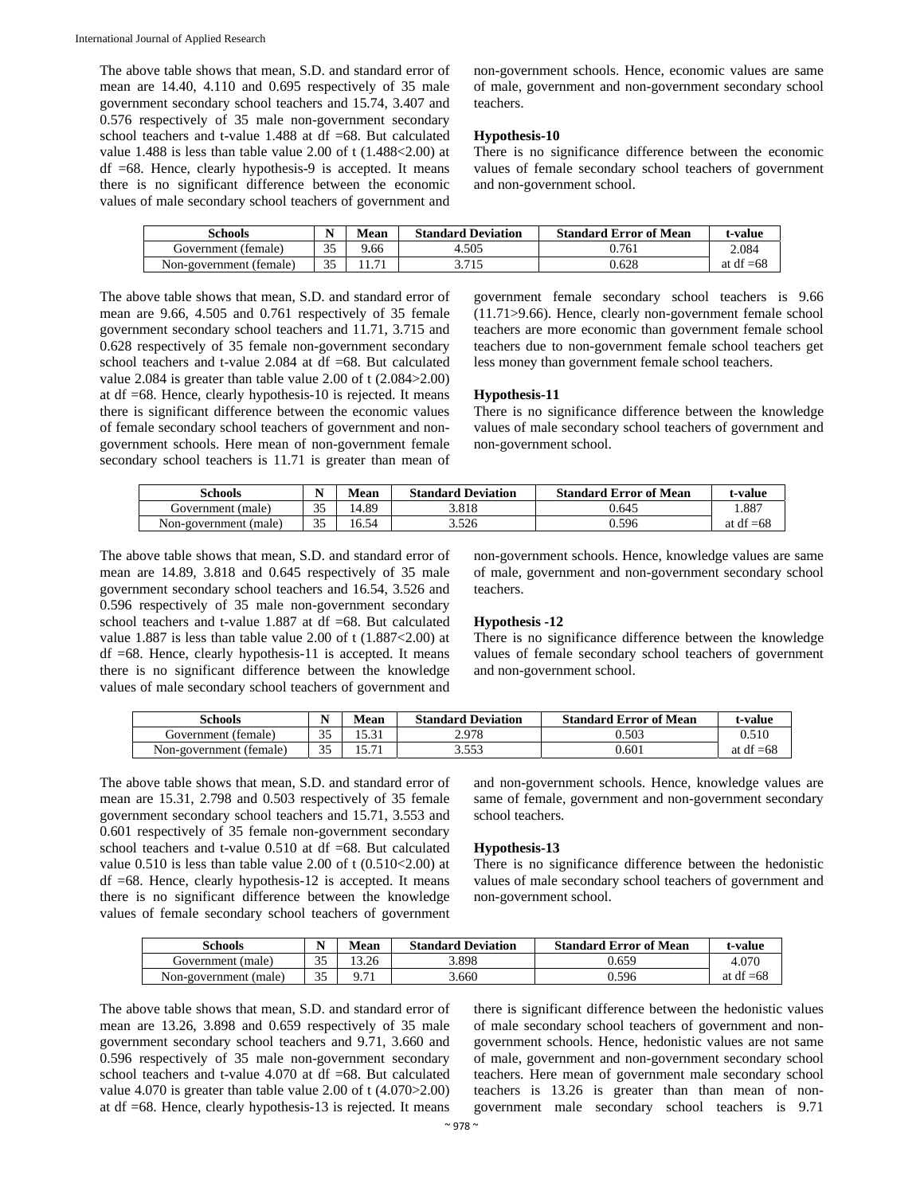The above table shows that mean, S.D. and standard error of mean are 14.40, 4.110 and 0.695 respectively of 35 male government secondary school teachers and 15.74, 3.407 and 0.576 respectively of 35 male non-government secondary school teachers and t-value 1.488 at df =68. But calculated value 1.488 is less than table value 2.00 of t (1.488<2.00) at df =68. Hence, clearly hypothesis-9 is accepted. It means there is no significant difference between the economic values of male secondary school teachers of government and non-government schools. Hence, economic values are same of male, government and non-government secondary school teachers.

### Hypothesis-10

There is no significance difference between the economic values of female secondary school teachers of government and non-government school.

| Schools | N | Mean | Standard Deviation | Standard Error of Mean | t-value |
|---|---|---|---|---|---|
| Government (female) | 35 | 9.66 | 4.505 | 0.761 | 2.084 |
| Non-government (female) | 35 | 11.71 | 3.715 | 0.628 | at df =68 |

The above table shows that mean, S.D. and standard error of mean are 9.66, 4.505 and 0.761 respectively of 35 female government secondary school teachers and 11.71, 3.715 and 0.628 respectively of 35 female non-government secondary school teachers and t-value 2.084 at df =68. But calculated value 2.084 is greater than table value 2.00 of t (2.084>2.00) at df =68. Hence, clearly hypothesis-10 is rejected. It means there is significant difference between the economic values of female secondary school teachers of government and non-government schools. Here mean of non-government female secondary school teachers is 11.71 is greater than mean of government female secondary school teachers is 9.66 (11.71>9.66). Hence, clearly non-government female school teachers are more economic than government female school teachers due to non-government female school teachers get less money than government female school teachers.

### Hypothesis-11

There is no significance difference between the knowledge values of male secondary school teachers of government and non-government school.

| Schools | N | Mean | Standard Deviation | Standard Error of Mean | t-value |
|---|---|---|---|---|---|
| Government (male) | 35 | 14.89 | 3.818 | 0.645 | 1.887 |
| Non-government (male) | 35 | 16.54 | 3.526 | 0.596 | at df =68 |

The above table shows that mean, S.D. and standard error of mean are 14.89, 3.818 and 0.645 respectively of 35 male government secondary school teachers and 16.54, 3.526 and 0.596 respectively of 35 male non-government secondary school teachers and t-value 1.887 at df =68. But calculated value 1.887 is less than table value 2.00 of t (1.887<2.00) at df =68. Hence, clearly hypothesis-11 is accepted. It means there is no significant difference between the knowledge values of male secondary school teachers of government and non-government schools. Hence, knowledge values are same of male, government and non-government secondary school teachers.

### Hypothesis -12

There is no significance difference between the knowledge values of female secondary school teachers of government and non-government school.

| Schools | N | Mean | Standard Deviation | Standard Error of Mean | t-value |
|---|---|---|---|---|---|
| Government (female) | 35 | 15.31 | 2.978 | 0.503 | 0.510 |
| Non-government (female) | 35 | 15.71 | 3.553 | 0.601 | at df =68 |

The above table shows that mean, S.D. and standard error of mean are 15.31, 2.798 and 0.503 respectively of 35 female government secondary school teachers and 15.71, 3.553 and 0.601 respectively of 35 female non-government secondary school teachers and t-value 0.510 at df =68. But calculated value 0.510 is less than table value 2.00 of t (0.510<2.00) at df =68. Hence, clearly hypothesis-12 is accepted. It means there is no significant difference between the knowledge values of female secondary school teachers of government and non-government schools. Hence, knowledge values are same of female, government and non-government secondary school teachers.

### Hypothesis-13

There is no significance difference between the hedonistic values of male secondary school teachers of government and non-government school.

| Schools | N | Mean | Standard Deviation | Standard Error of Mean | t-value |
|---|---|---|---|---|---|
| Government (male) | 35 | 13.26 | 3.898 | 0.659 | 4.070 |
| Non-government (male) | 35 | 9.71 | 3.660 | 0.596 | at df =68 |

The above table shows that mean, S.D. and standard error of mean are 13.26, 3.898 and 0.659 respectively of 35 male government secondary school teachers and 9.71, 3.660 and 0.596 respectively of 35 male non-government secondary school teachers and t-value 4.070 at df =68. But calculated value 4.070 is greater than table value 2.00 of t (4.070>2.00) at df =68. Hence, clearly hypothesis-13 is rejected. It means there is significant difference between the hedonistic values of male secondary school teachers of government and non-government schools. Hence, hedonistic values are not same of male, government and non-government secondary school teachers. Here mean of government male secondary school teachers is 13.26 is greater than than mean of non-government male secondary school teachers is 9.71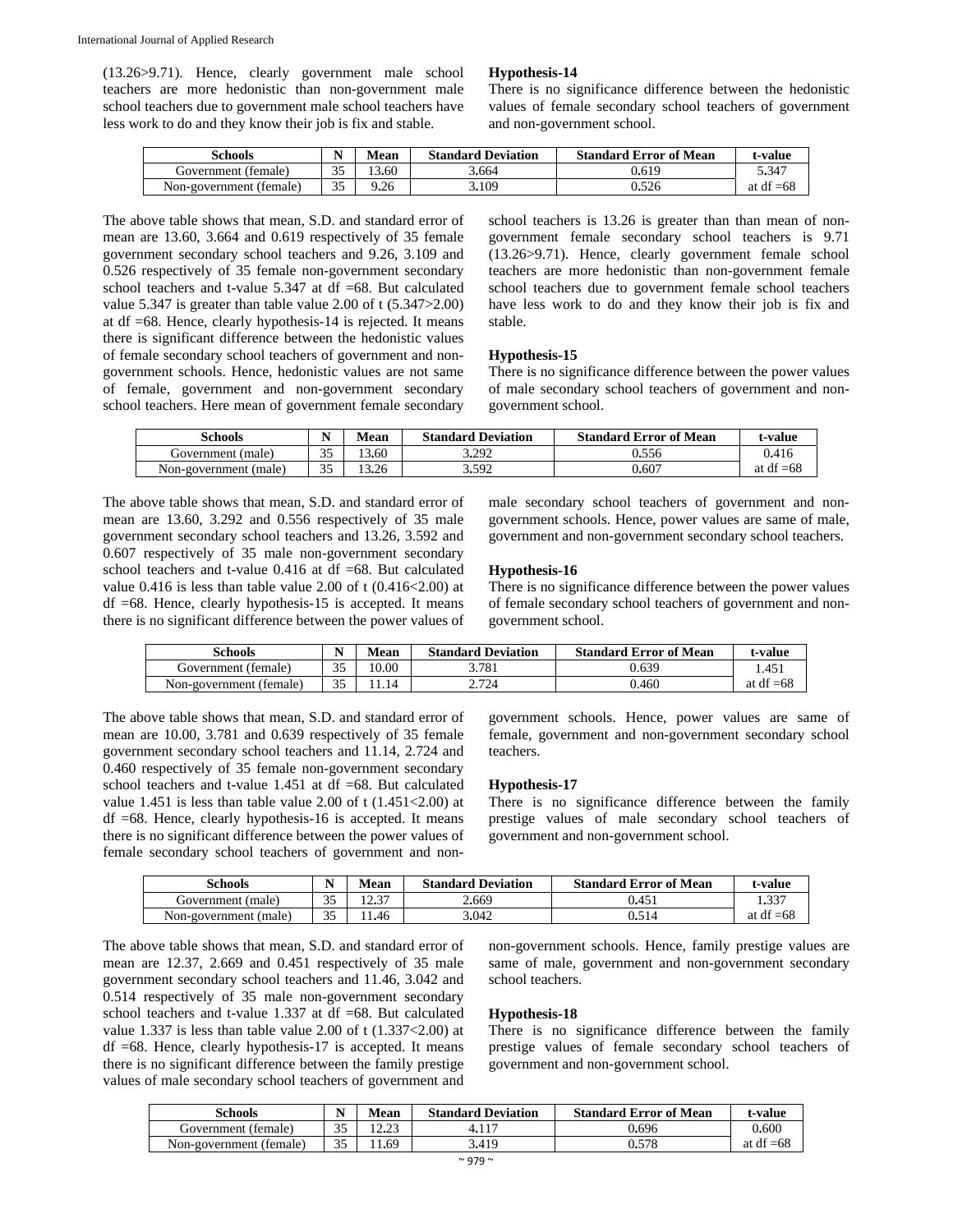(13.26>9.71). Hence, clearly government male school teachers are more hedonistic than non-government male school teachers due to government male school teachers have less work to do and they know their job is fix and stable.

**Hypothesis-14**

There is no significance difference between the hedonistic values of female secondary school teachers of government and non-government school.

| Schools | N | Mean | Standard Deviation | Standard Error of Mean | t-value |
|---|---|---|---|---|---|
| Government (female) | 35 | 13.60 | 3.664 | 0.619 | 5.347 |
| Non-government (female) | 35 | 9.26 | 3.109 | 0.526 | at df =68 |

The above table shows that mean, S.D. and standard error of mean are 13.60, 3.664 and 0.619 respectively of 35 female government secondary school teachers and 9.26, 3.109 and 0.526 respectively of 35 female non-government secondary school teachers and t-value 5.347 at df =68. But calculated value 5.347 is greater than table value 2.00 of t (5.347>2.00) at df =68. Hence, clearly hypothesis-14 is rejected. It means there is significant difference between the hedonistic values of female secondary school teachers of government and non-government schools. Hence, hedonistic values are not same of female, government and non-government secondary school teachers. Here mean of government female secondary school teachers is 13.26 is greater than than mean of non-government female secondary school teachers is 9.71 (13.26>9.71). Hence, clearly government female school teachers are more hedonistic than non-government female school teachers due to government female school teachers have less work to do and they know their job is fix and stable.

**Hypothesis-15**

There is no significance difference between the power values of male secondary school teachers of government and non-government school.

| Schools | N | Mean | Standard Deviation | Standard Error of Mean | t-value |
|---|---|---|---|---|---|
| Government (male) | 35 | 13.60 | 3.292 | 0.556 | 0.416 |
| Non-government (male) | 35 | 13.26 | 3.592 | 0.607 | at df =68 |

The above table shows that mean, S.D. and standard error of mean are 13.60, 3.292 and 0.556 respectively of 35 male government secondary school teachers and 13.26, 3.592 and 0.607 respectively of 35 male non-government secondary school teachers and t-value 0.416 at df =68. But calculated value 0.416 is less than table value 2.00 of t (0.416<2.00) at df =68. Hence, clearly hypothesis-15 is accepted. It means there is no significant difference between the power values of male secondary school teachers of government and non-government schools. Hence, power values are same of male, government and non-government secondary school teachers.

**Hypothesis-16**

There is no significance difference between the power values of female secondary school teachers of government and non-government school.

| Schools | N | Mean | Standard Deviation | Standard Error of Mean | t-value |
|---|---|---|---|---|---|
| Government (female) | 35 | 10.00 | 3.781 | 0.639 | 1.451 |
| Non-government (female) | 35 | 11.14 | 2.724 | 0.460 | at df =68 |

The above table shows that mean, S.D. and standard error of mean are 10.00, 3.781 and 0.639 respectively of 35 female government secondary school teachers and 11.14, 2.724 and 0.460 respectively of 35 female non-government secondary school teachers and t-value 1.451 at df =68. But calculated value 1.451 is less than table value 2.00 of t (1.451<2.00) at df =68. Hence, clearly hypothesis-16 is accepted. It means there is no significant difference between the power values of female secondary school teachers of government and non-government schools. Hence, power values are same of female, government and non-government secondary school teachers.

**Hypothesis-17**

There is no significance difference between the family prestige values of male secondary school teachers of government and non-government school.

| Schools | N | Mean | Standard Deviation | Standard Error of Mean | t-value |
|---|---|---|---|---|---|
| Government (male) | 35 | 12.37 | 2.669 | 0.451 | 1.337 |
| Non-government (male) | 35 | 11.46 | 3.042 | 0.514 | at df =68 |

The above table shows that mean, S.D. and standard error of mean are 12.37, 2.669 and 0.451 respectively of 35 male government secondary school teachers and 11.46, 3.042 and 0.514 respectively of 35 male non-government secondary school teachers and t-value 1.337 at df =68. But calculated value 1.337 is less than table value 2.00 of t (1.337<2.00) at df =68. Hence, clearly hypothesis-17 is accepted. It means there is no significant difference between the family prestige values of male secondary school teachers of government and non-government schools. Hence, family prestige values are same of male, government and non-government secondary school teachers.

**Hypothesis-18**

There is no significance difference between the family prestige values of female secondary school teachers of government and non-government school.

| Schools | N | Mean | Standard Deviation | Standard Error of Mean | t-value |
|---|---|---|---|---|---|
| Government (female) | 35 | 12.23 | 4.117 | 0.696 | 0.600 |
| Non-government (female) | 35 | 11.69 | 3.419 | 0.578 | at df =68 |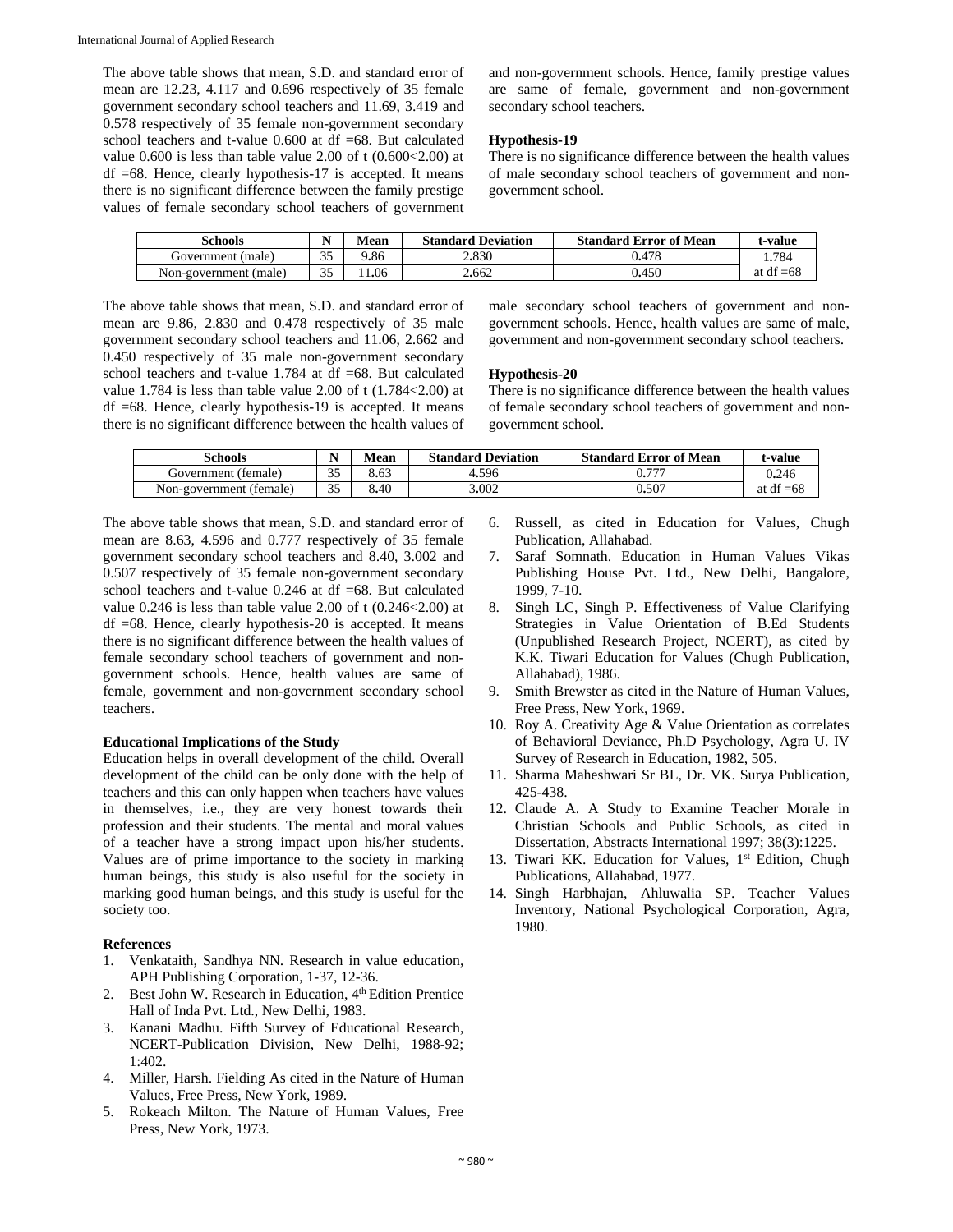The above table shows that mean, S.D. and standard error of mean are 12.23, 4.117 and 0.696 respectively of 35 female government secondary school teachers and 11.69, 3.419 and 0.578 respectively of 35 female non-government secondary school teachers and t-value 0.600 at df =68. But calculated value 0.600 is less than table value 2.00 of t (0.600<2.00) at df =68. Hence, clearly hypothesis-17 is accepted. It means there is no significant difference between the family prestige values of female secondary school teachers of government and non-government schools. Hence, family prestige values are same of female, government and non-government secondary school teachers.

**Hypothesis-19**

There is no significance difference between the health values of male secondary school teachers of government and non-government school.

| Schools | N | Mean | Standard Deviation | Standard Error of Mean | t-value |
|---|---|---|---|---|---|
| Government (male) | 35 | 9.86 | 2.830 | 0.478 | 1.784 |
| Non-government (male) | 35 | 11.06 | 2.662 | 0.450 | at df =68 |

The above table shows that mean, S.D. and standard error of mean are 9.86, 2.830 and 0.478 respectively of 35 male government secondary school teachers and 11.06, 2.662 and 0.450 respectively of 35 male non-government secondary school teachers and t-value 1.784 at df =68. But calculated value 1.784 is less than table value 2.00 of t (1.784<2.00) at df =68. Hence, clearly hypothesis-19 is accepted. It means there is no significant difference between the health values of male secondary school teachers of government and non-government schools. Hence, health values are same of male, government and non-government secondary school teachers.

**Hypothesis-20**

There is no significance difference between the health values of female secondary school teachers of government and non-government school.

| Schools | N | Mean | Standard Deviation | Standard Error of Mean | t-value |
|---|---|---|---|---|---|
| Government (female) | 35 | 8.63 | 4.596 | 0.777 | 0.246 |
| Non-government (female) | 35 | 8.40 | 3.002 | 0.507 | at df =68 |

The above table shows that mean, S.D. and standard error of mean are 8.63, 4.596 and 0.777 respectively of 35 female government secondary school teachers and 8.40, 3.002 and 0.507 respectively of 35 female non-government secondary school teachers and t-value 0.246 at df =68. But calculated value 0.246 is less than table value 2.00 of t (0.246<2.00) at df =68. Hence, clearly hypothesis-20 is accepted. It means there is no significant difference between the health values of female secondary school teachers of government and non-government schools. Hence, health values are same of female, government and non-government secondary school teachers.

**Educational Implications of the Study**

Education helps in overall development of the child. Overall development of the child can be only done with the help of teachers and this can only happen when teachers have values in themselves, i.e., they are very honest towards their profession and their students. The mental and moral values of a teacher have a strong impact upon his/her students. Values are of prime importance to the society in marking human beings, this study is also useful for the society in marking good human beings, and this study is useful for the society too.

**References**

1. Venkataith, Sandhya NN. Research in value education, APH Publishing Corporation, 1-37, 12-36.
2. Best John W. Research in Education, 4th Edition Prentice Hall of Inda Pvt. Ltd., New Delhi, 1983.
3. Kanani Madhu. Fifth Survey of Educational Research, NCERT-Publication Division, New Delhi, 1988-92; 1:402.
4. Miller, Harsh. Fielding As cited in the Nature of Human Values, Free Press, New York, 1989.
5. Rokeach Milton. The Nature of Human Values, Free Press, New York, 1973.
6. Russell, as cited in Education for Values, Chugh Publication, Allahabad.
7. Saraf Somnath. Education in Human Values Vikas Publishing House Pvt. Ltd., New Delhi, Bangalore, 1999, 7-10.
8. Singh LC, Singh P. Effectiveness of Value Clarifying Strategies in Value Orientation of B.Ed Students (Unpublished Research Project, NCERT), as cited by K.K. Tiwari Education for Values (Chugh Publication, Allahabad), 1986.
9. Smith Brewster as cited in the Nature of Human Values, Free Press, New York, 1969.
10. Roy A. Creativity Age & Value Orientation as correlates of Behavioral Deviance, Ph.D Psychology, Agra U. IV Survey of Research in Education, 1982, 505.
11. Sharma Maheshwari Sr BL, Dr. VK. Surya Publication, 425-438.
12. Claude A. A Study to Examine Teacher Morale in Christian Schools and Public Schools, as cited in Dissertation, Abstracts International 1997; 38(3):1225.
13. Tiwari KK. Education for Values, 1st Edition, Chugh Publications, Allahabad, 1977.
14. Singh Harbhajan, Ahluwalia SP. Teacher Values Inventory, National Psychological Corporation, Agra, 1980.